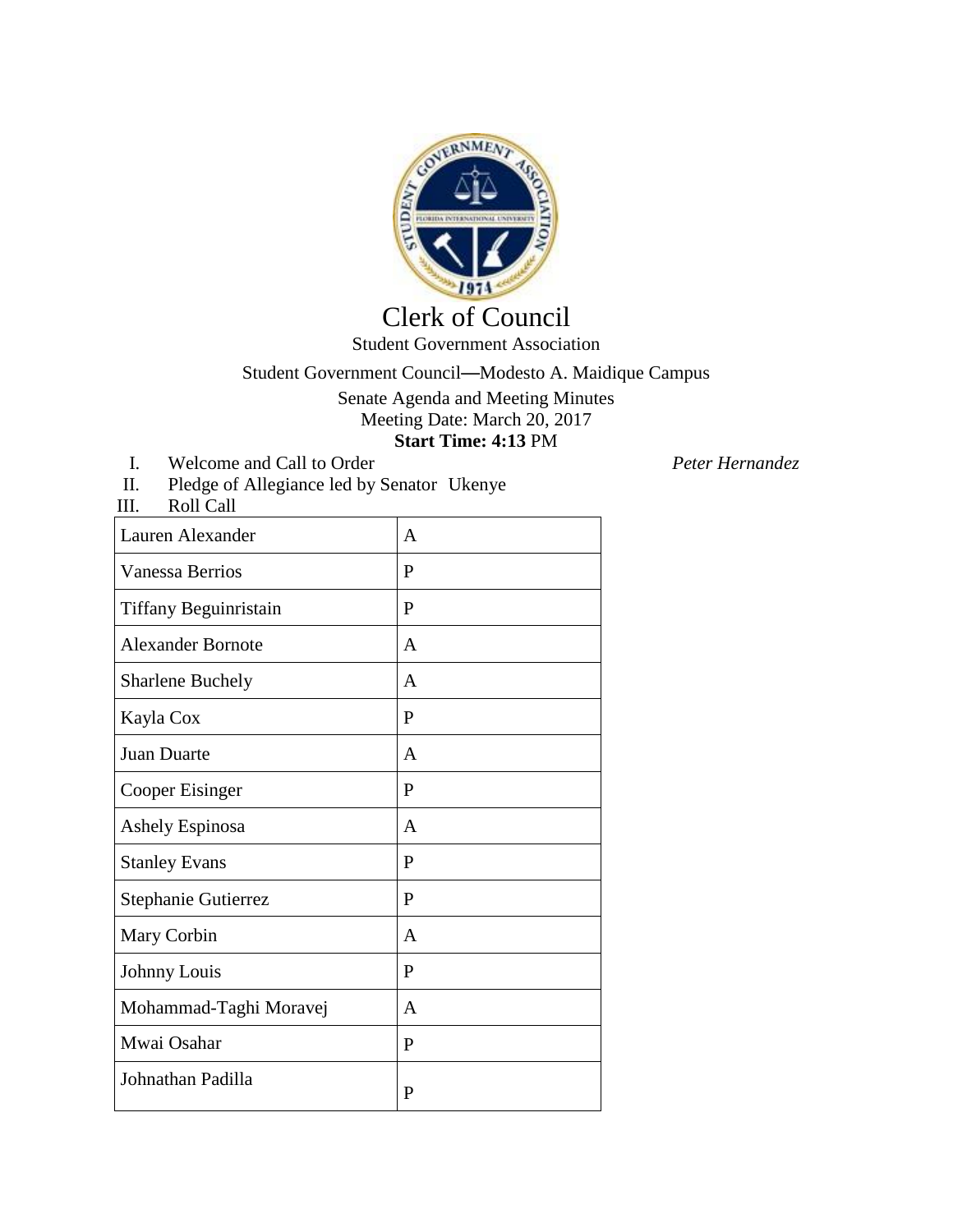# Clerk of Council

Student Government Association

Student Government Council—Modesto A. Maidique Campus

Senate Agenda and Meeting Minutes

Meeting Date: March 20, 2017

**Start Time: 4:13** PM

I. Welcome and Call to Order *Peter Hernandez*

II. Pledge of Allegiance led by Senator Ukenye

III. Roll Call

| | |
|---|---|
| Lauren Alexander | A |
| Vanessa Berrios | P |
| Tiffany Beguinristain | P |
| Alexander Bornote | A |
| Sharlene Buchely | A |
| Kayla Cox | P |
| Juan Duarte | A |
| Cooper Eisinger | P |
| Ashely Espinosa | A |
| Stanley Evans | P |
| Stephanie Gutierrez | P |
| Mary Corbin | A |
| Johnny Louis | P |
| Mohammad-Taghi Moravej | A |
| Mwai Osahar | P |
| Johnathan Padilla | P |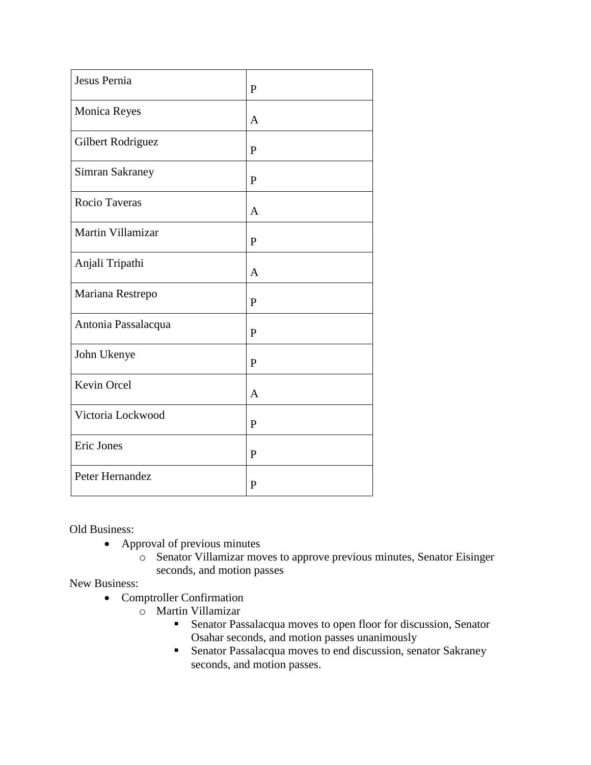| Jesus Pernia | P |
|---|---|
| Monica Reyes | A |
| Gilbert Rodriguez | P |
| Simran Sakraney | P |
| Rocio Taveras | A |
| Martin Villamizar | P |
| Anjali Tripathi | A |
| Mariana Restrepo | P |
| Antonia Passalacqua | P |
| John Ukenye | P |
| Kevin Orcel | A |
| Victoria Lockwood | P |
| Eric Jones | P |
| Peter Hernandez | P |

Old Business:

- Approval of previous minutes
    - Senator Villamizar moves to approve previous minutes, Senator Eisinger seconds, and motion passes

New Business:

- Comptroller Confirmation
    - Martin Villamizar
        - Senator Passalacqua moves to open floor for discussion, Senator Osahar seconds, and motion passes unanimously
        - Senator Passalacqua moves to end discussion, senator Sakraney seconds, and motion passes.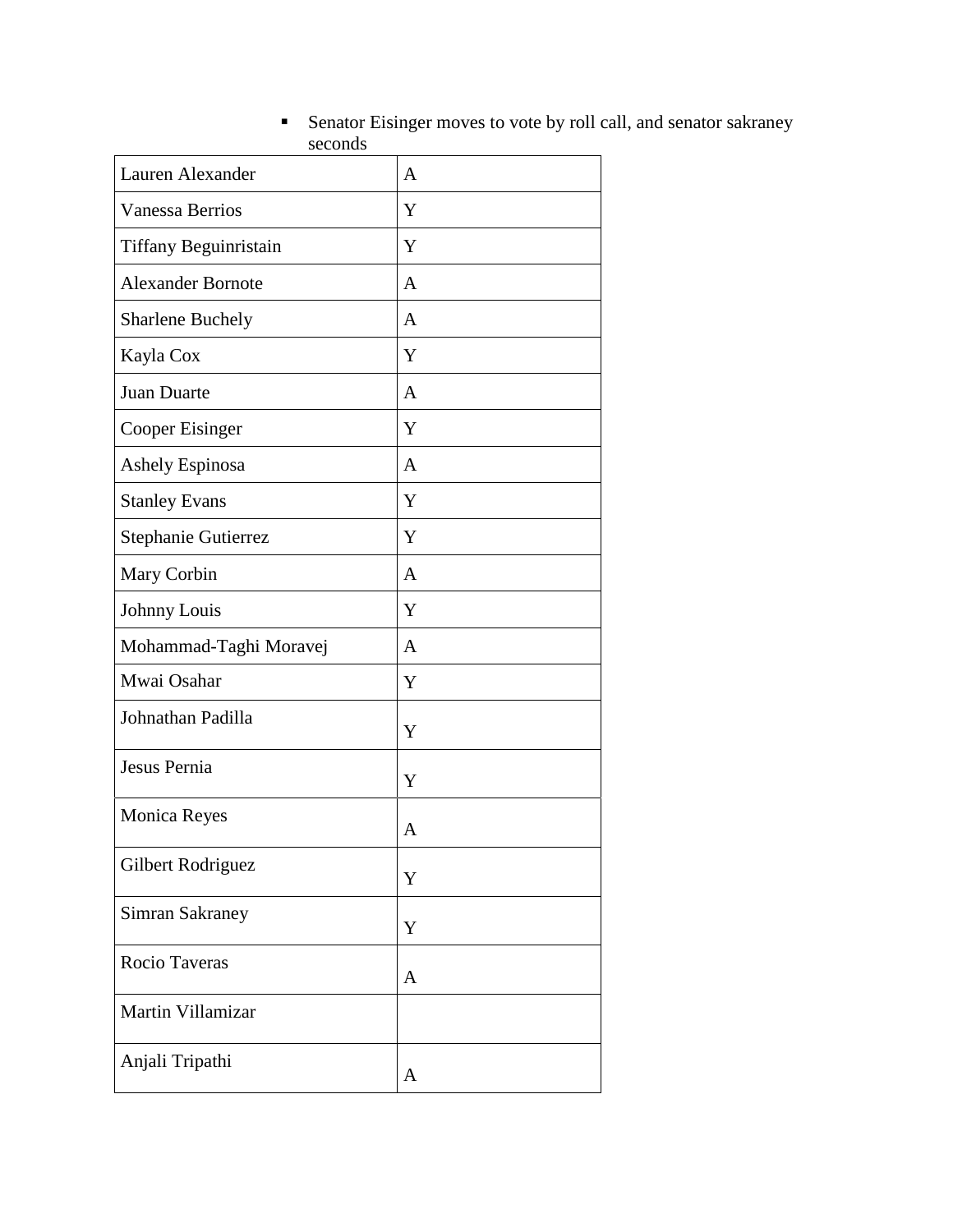- Senator Eisinger moves to vote by roll call, and senator sakraney seconds

| Lauren Alexander | A |
|---|---|
| Vanessa Berrios | Y |
| Tiffany Beguinristain | Y |
| Alexander Bornote | A |
| Sharlene Buchely | A |
| Kayla Cox | Y |
| Juan Duarte | A |
| Cooper Eisinger | Y |
| Ashely Espinosa | A |
| Stanley Evans | Y |
| Stephanie Gutierrez | Y |
| Mary Corbin | A |
| Johnny Louis | Y |
| Mohammad-Taghi Moravej | A |
| Mwai Osahar | Y |
| Johnathan Padilla | Y |
| Jesus Pernia | Y |
| Monica Reyes | A |
| Gilbert Rodriguez | Y |
| Simran Sakraney | Y |
| Rocio Taveras | A |
| Martin Villamizar | |
| Anjali Tripathi | A |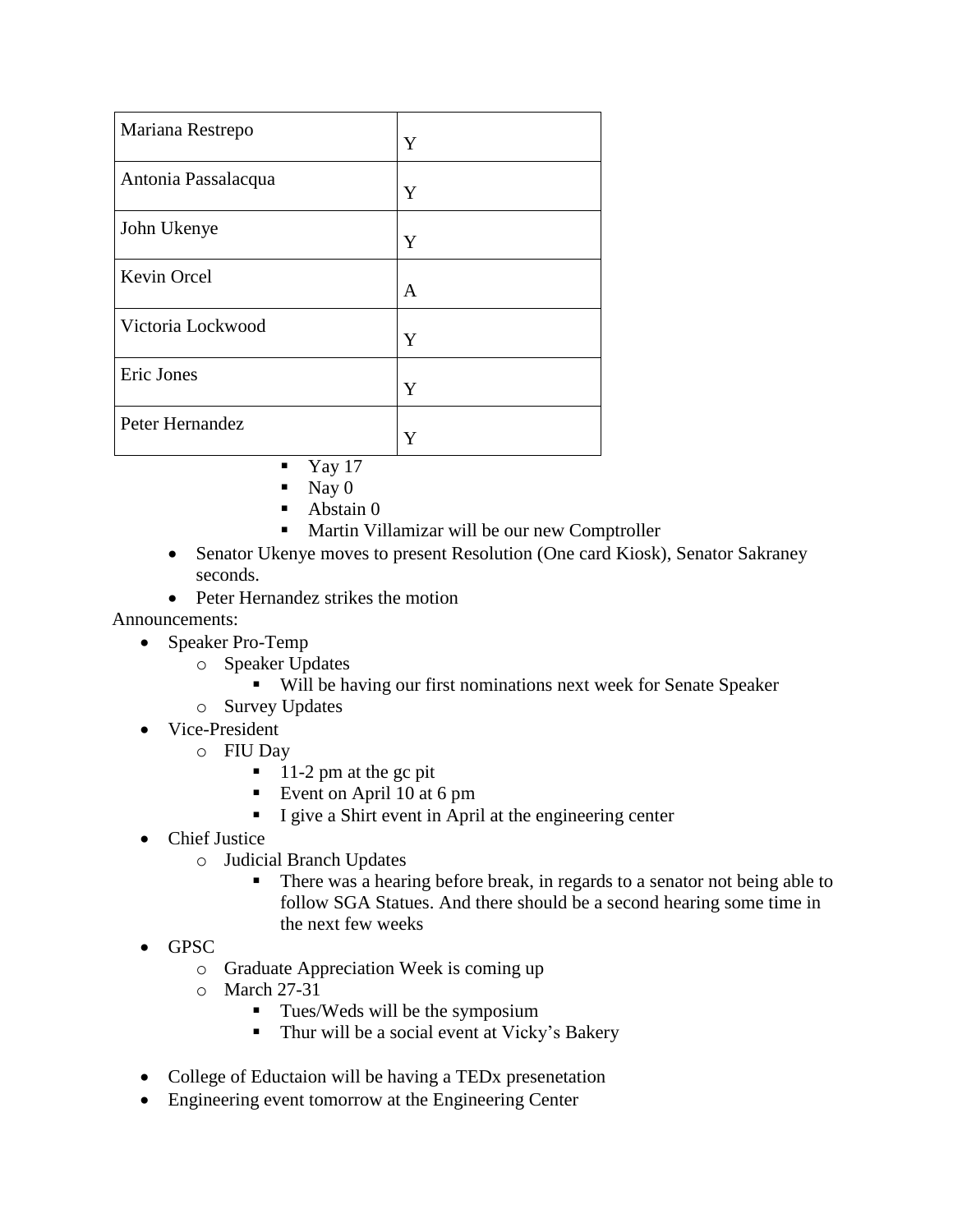| Mariana Restrepo | Y |
|---|---|
| Antonia Passalacqua | Y |
| John Ukenye | Y |
| Kevin Orcel | A |
| Victoria Lockwood | Y |
| Eric Jones | Y |
| Peter Hernandez | Y |

- Yay 17
- Nay 0
- Abstain 0
- Martin Villamizar will be our new Comptroller

- Senator Ukenye moves to present Resolution (One card Kiosk), Senator Sakraney seconds.
- Peter Hernandez strikes the motion

Announcements:

- Speaker Pro-Temp
  - Speaker Updates
    - Will be having our first nominations next week for Senate Speaker
  - Survey Updates
- Vice-President
  - FIU Day
    - 11-2 pm at the gc pit
    - Event on April 10 at 6 pm
    - I give a Shirt event in April at the engineering center
- Chief Justice
  - Judicial Branch Updates
    - There was a hearing before break, in regards to a senator not being able to follow SGA Statues. And there should be a second hearing some time in the next few weeks
- GPSC
  - Graduate Appreciation Week is coming up
  - March 27-31
    - Tues/Weds will be the symposium
    - Thur will be a social event at Vicky's Bakery

- College of Eductaion will be having a TEDx presenetation
- Engineering event tomorrow at the Engineering Center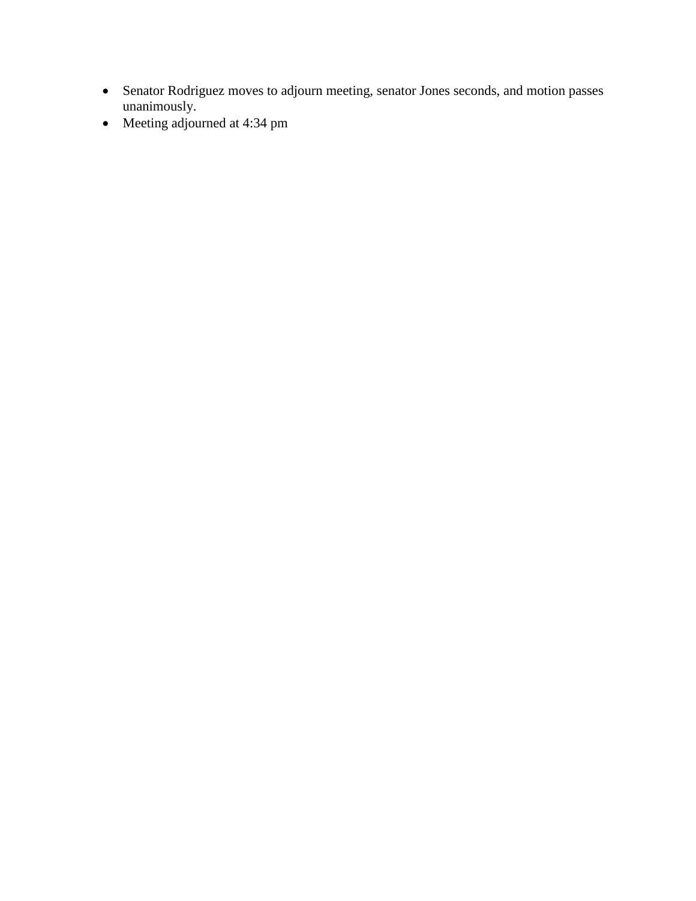- Senator Rodriguez moves to adjourn meeting, senator Jones seconds, and motion passes unanimously.
- Meeting adjourned at 4:34 pm